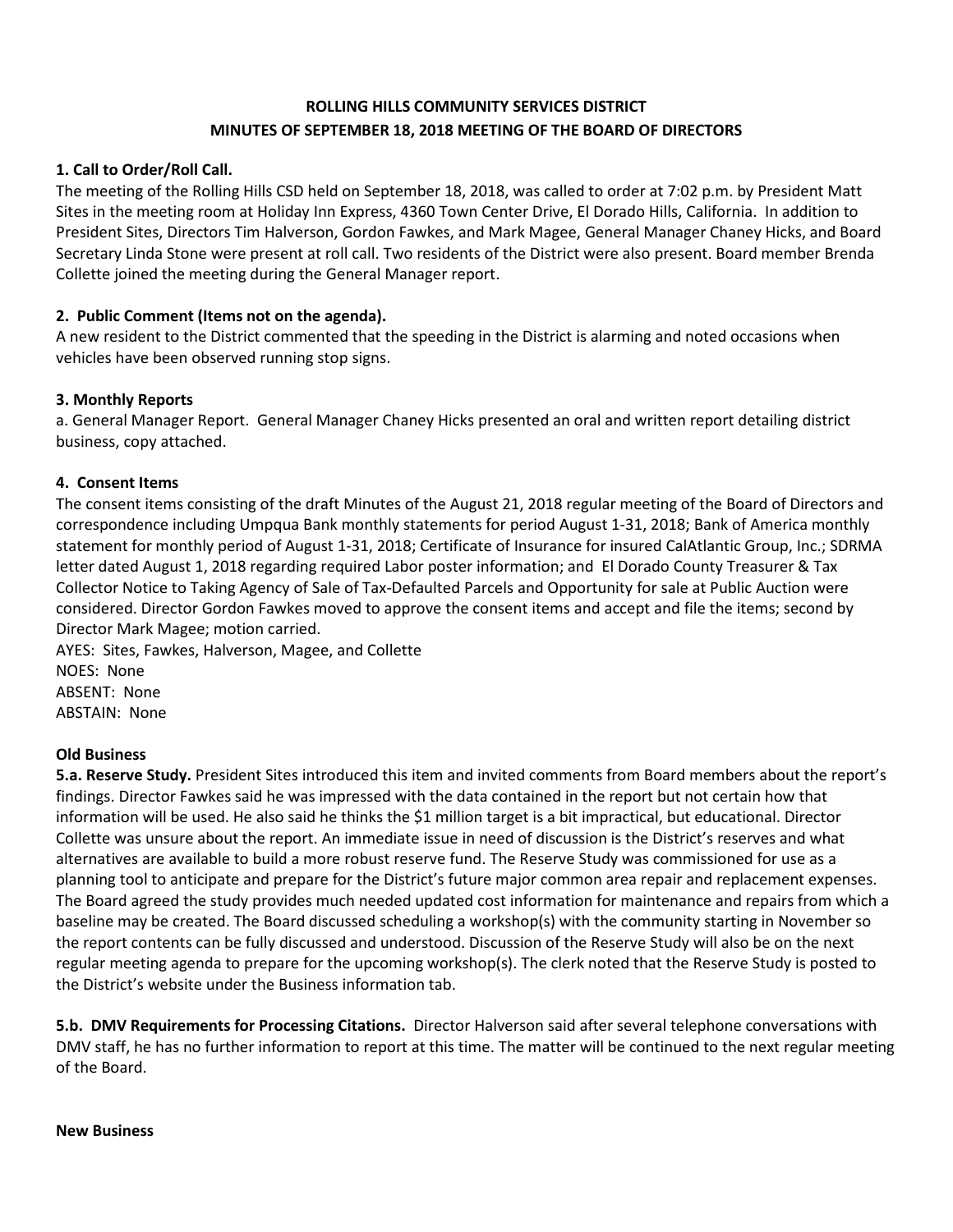# ROLLING HILLS COMMUNITY SERVICES DISTRICT
# MINUTES OF SEPTEMBER 18, 2018 MEETING OF THE BOARD OF DIRECTORS

**1. Call to Order/Roll Call.**

The meeting of the Rolling Hills CSD held on September 18, 2018, was called to order at 7:02 p.m. by President Matt Sites in the meeting room at Holiday Inn Express, 4360 Town Center Drive, El Dorado Hills, California. In addition to President Sites, Directors Tim Halverson, Gordon Fawkes, and Mark Magee, General Manager Chaney Hicks, and Board Secretary Linda Stone were present at roll call. Two residents of the District were also present. Board member Brenda Collette joined the meeting during the General Manager report.

**2. Public Comment (Items not on the agenda).**

A new resident to the District commented that the speeding in the District is alarming and noted occasions when vehicles have been observed running stop signs.

**3. Monthly Reports**

a. General Manager Report. General Manager Chaney Hicks presented an oral and written report detailing district business, copy attached.

**4. Consent Items**

The consent items consisting of the draft Minutes of the August 21, 2018 regular meeting of the Board of Directors and correspondence including Umpqua Bank monthly statements for period August 1-31, 2018; Bank of America monthly statement for monthly period of August 1-31, 2018; Certificate of Insurance for insured CalAtlantic Group, Inc.; SDRMA letter dated August 1, 2018 regarding required Labor poster information; and El Dorado County Treasurer & Tax Collector Notice to Taking Agency of Sale of Tax-Defaulted Parcels and Opportunity for sale at Public Auction were considered. Director Gordon Fawkes moved to approve the consent items and accept and file the items; second by Director Mark Magee; motion carried.

AYES: Sites, Fawkes, Halverson, Magee, and Collette
NOES: None
ABSENT: None
ABSTAIN: None

**Old Business**

**5.a. Reserve Study.** President Sites introduced this item and invited comments from Board members about the report's findings. Director Fawkes said he was impressed with the data contained in the report but not certain how that information will be used. He also said he thinks the $1 million target is a bit impractical, but educational. Director Collette was unsure about the report. An immediate issue in need of discussion is the District's reserves and what alternatives are available to build a more robust reserve fund. The Reserve Study was commissioned for use as a planning tool to anticipate and prepare for the District's future major common area repair and replacement expenses. The Board agreed the study provides much needed updated cost information for maintenance and repairs from which a baseline may be created. The Board discussed scheduling a workshop(s) with the community starting in November so the report contents can be fully discussed and understood. Discussion of the Reserve Study will also be on the next regular meeting agenda to prepare for the upcoming workshop(s). The clerk noted that the Reserve Study is posted to the District's website under the Business information tab.

**5.b. DMV Requirements for Processing Citations.** Director Halverson said after several telephone conversations with DMV staff, he has no further information to report at this time. The matter will be continued to the next regular meeting of the Board.

**New Business**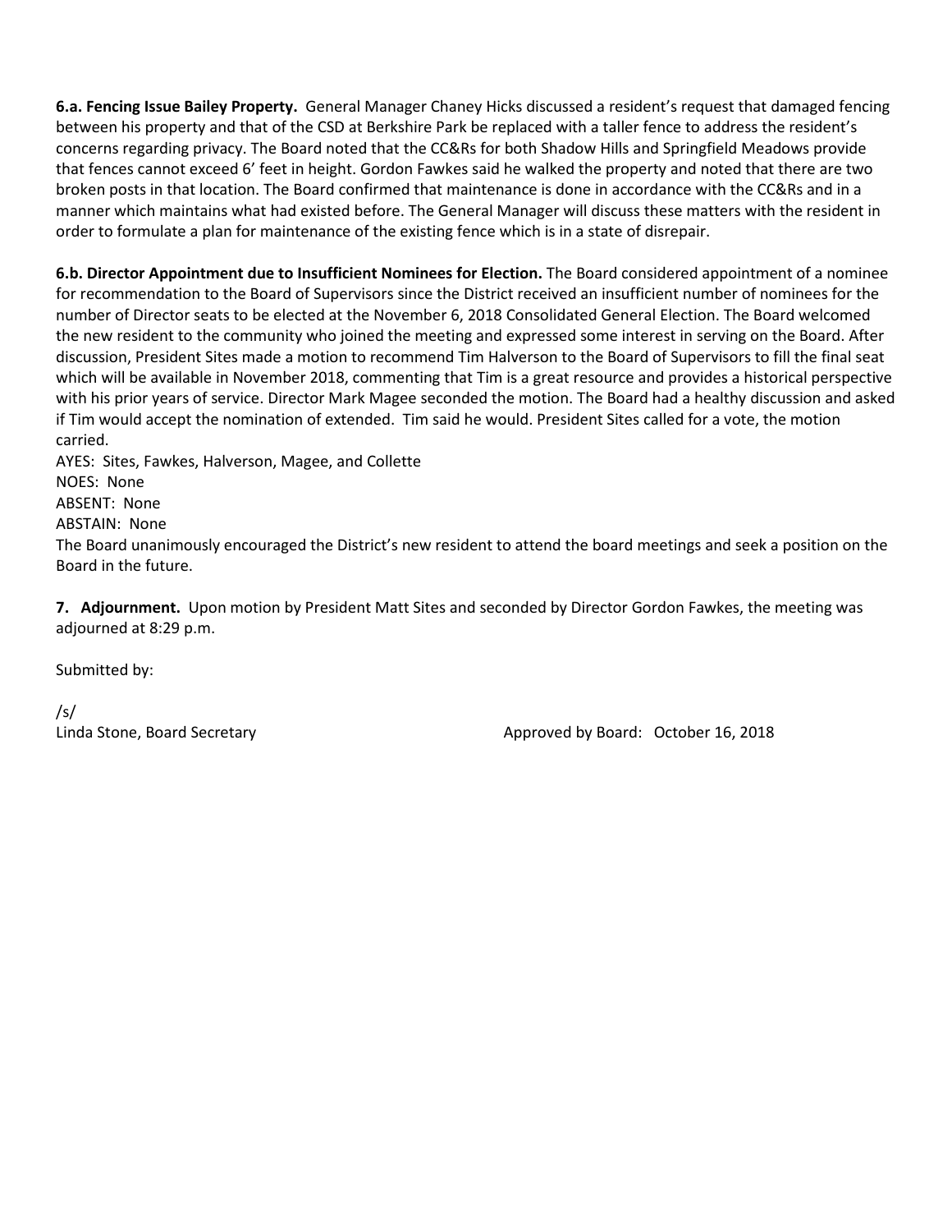**6.a. Fencing Issue Bailey Property.** General Manager Chaney Hicks discussed a resident's request that damaged fencing between his property and that of the CSD at Berkshire Park be replaced with a taller fence to address the resident's concerns regarding privacy. The Board noted that the CC&Rs for both Shadow Hills and Springfield Meadows provide that fences cannot exceed 6' feet in height. Gordon Fawkes said he walked the property and noted that there are two broken posts in that location. The Board confirmed that maintenance is done in accordance with the CC&Rs and in a manner which maintains what had existed before. The General Manager will discuss these matters with the resident in order to formulate a plan for maintenance of the existing fence which is in a state of disrepair.

**6.b. Director Appointment due to Insufficient Nominees for Election.** The Board considered appointment of a nominee for recommendation to the Board of Supervisors since the District received an insufficient number of nominees for the number of Director seats to be elected at the November 6, 2018 Consolidated General Election. The Board welcomed the new resident to the community who joined the meeting and expressed some interest in serving on the Board. After discussion, President Sites made a motion to recommend Tim Halverson to the Board of Supervisors to fill the final seat which will be available in November 2018, commenting that Tim is a great resource and provides a historical perspective with his prior years of service. Director Mark Magee seconded the motion. The Board had a healthy discussion and asked if Tim would accept the nomination of extended. Tim said he would. President Sites called for a vote, the motion carried.

AYES: Sites, Fawkes, Halverson, Magee, and Collette
NOES: None
ABSENT: None
ABSTAIN: None

The Board unanimously encouraged the District's new resident to attend the board meetings and seek a position on the Board in the future.

**7. Adjournment.** Upon motion by President Matt Sites and seconded by Director Gordon Fawkes, the meeting was adjourned at 8:29 p.m.

Submitted by:

/s/
Linda Stone, Board Secretary

Approved by Board: October 16, 2018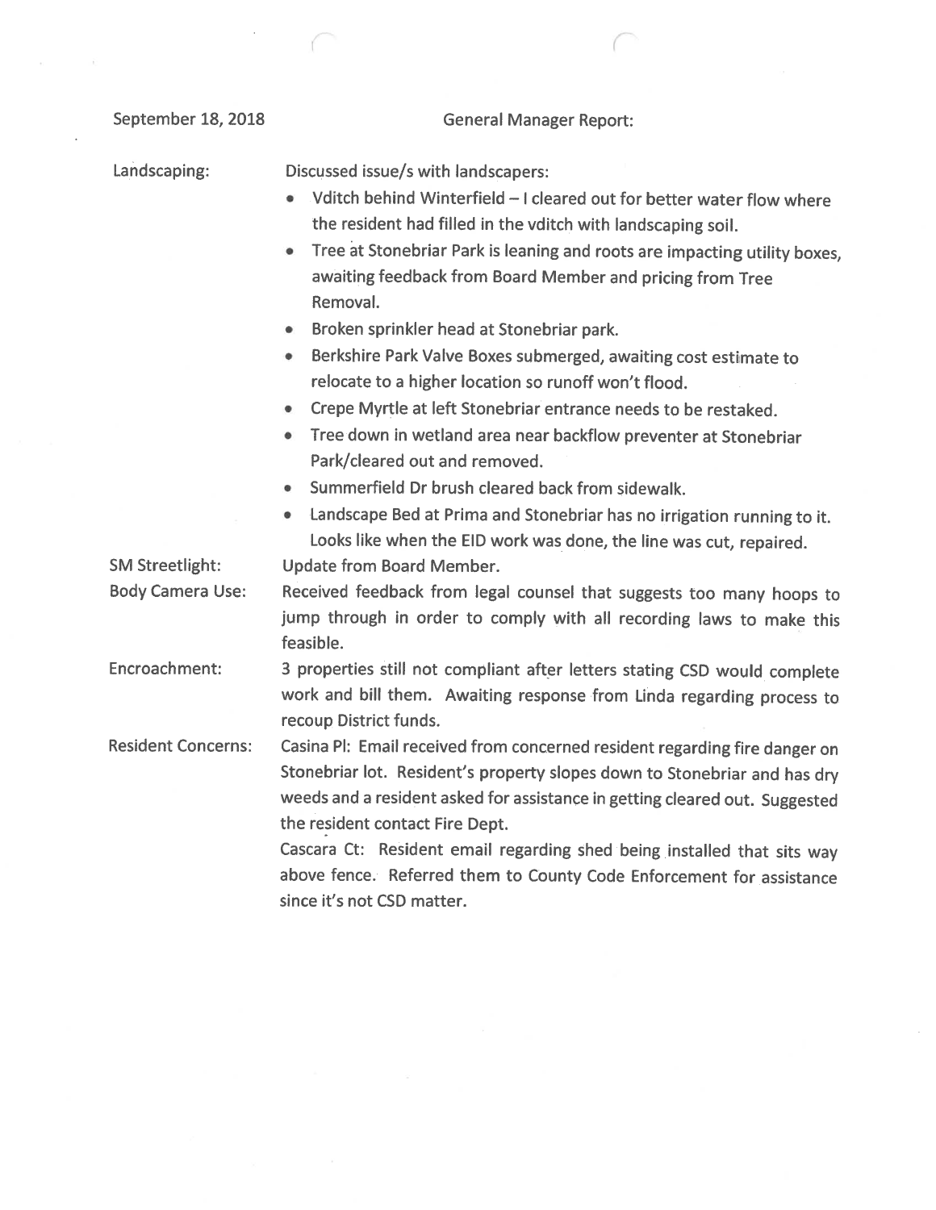September 18, 2018

## General Manager Report:

**Landscaping:**

Discussed issue/s with landscapers:

- Vditch behind Winterfield – I cleared out for better water flow where the resident had filled in the vditch with landscaping soil.
- Tree at Stonebriar Park is leaning and roots are impacting utility boxes, awaiting feedback from Board Member and pricing from Tree Removal.
- Broken sprinkler head at Stonebriar park.
- Berkshire Park Valve Boxes submerged, awaiting cost estimate to relocate to a higher location so runoff won't flood.
- Crepe Myrtle at left Stonebriar entrance needs to be restaked.
- Tree down in wetland area near backflow preventer at Stonebriar Park/cleared out and removed.
- Summerfield Dr brush cleared back from sidewalk.
- Landscape Bed at Prima and Stonebriar has no irrigation running to it. Looks like when the EID work was done, the line was cut, repaired.

**SM Streetlight:** Update from Board Member.

**Body Camera Use:** Received feedback from legal counsel that suggests too many hoops to jump through in order to comply with all recording laws to make this feasible.

**Encroachment:** 3 properties still not compliant after letters stating CSD would complete work and bill them. Awaiting response from Linda regarding process to recoup District funds.

**Resident Concerns:** Casina Pl: Email received from concerned resident regarding fire danger on Stonebriar lot. Resident's property slopes down to Stonebriar and has dry weeds and a resident asked for assistance in getting cleared out. Suggested the resident contact Fire Dept.

Cascara Ct: Resident email regarding shed being installed that sits way above fence. Referred them to County Code Enforcement for assistance since it's not CSD matter.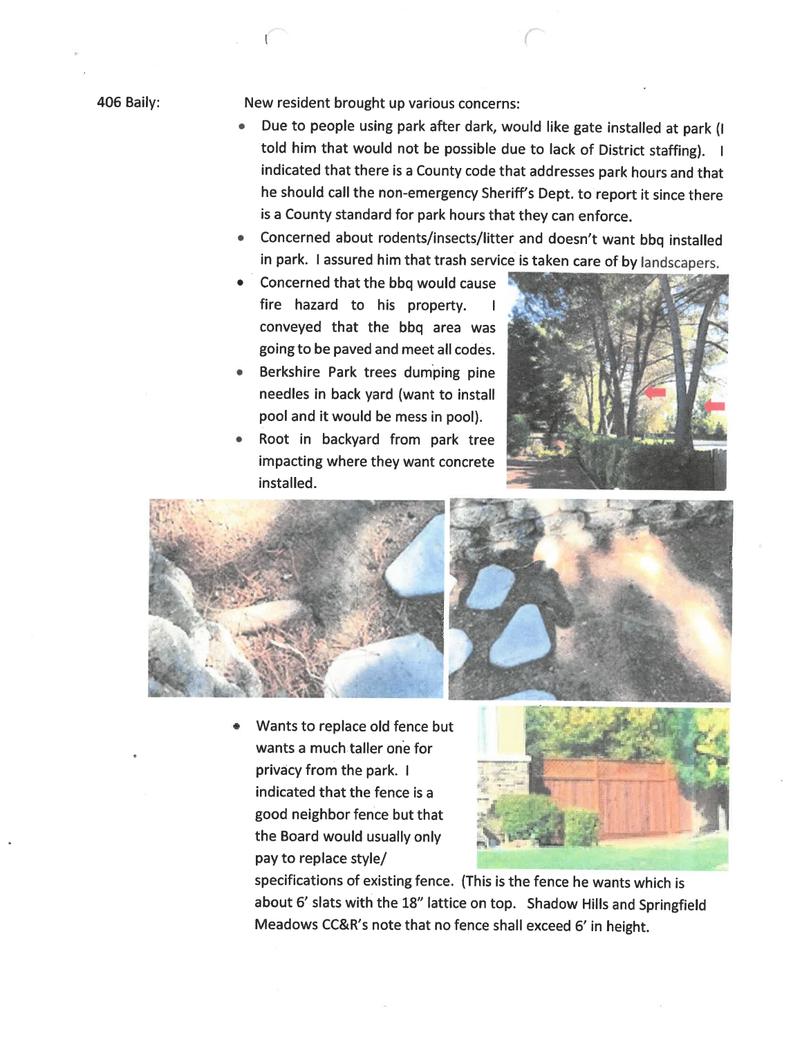406 Baily:

New resident brought up various concerns:

- Due to people using park after dark, would like gate installed at park (I told him that would not be possible due to lack of District staffing). I indicated that there is a County code that addresses park hours and that he should call the non-emergency Sheriff's Dept. to report it since there is a County standard for park hours that they can enforce.
- Concerned about rodents/insects/litter and doesn't want bbq installed in park. I assured him that trash service is taken care of by landscapers.
- Concerned that the bbq would cause fire hazard to his property. I conveyed that the bbq area was going to be paved and meet all codes.
- Berkshire Park trees dumping pine needles in back yard (want to install pool and it would be mess in pool).
- Root in backyard from park tree impacting where they want concrete installed.
- Wants to replace old fence but wants a much taller one for privacy from the park. I indicated that the fence is a good neighbor fence but that the Board would usually only pay to replace style/ specifications of existing fence. (This is the fence he wants which is about 6' slats with the 18" lattice on top. Shadow Hills and Springfield Meadows CC&R's note that no fence shall exceed 6' in height.